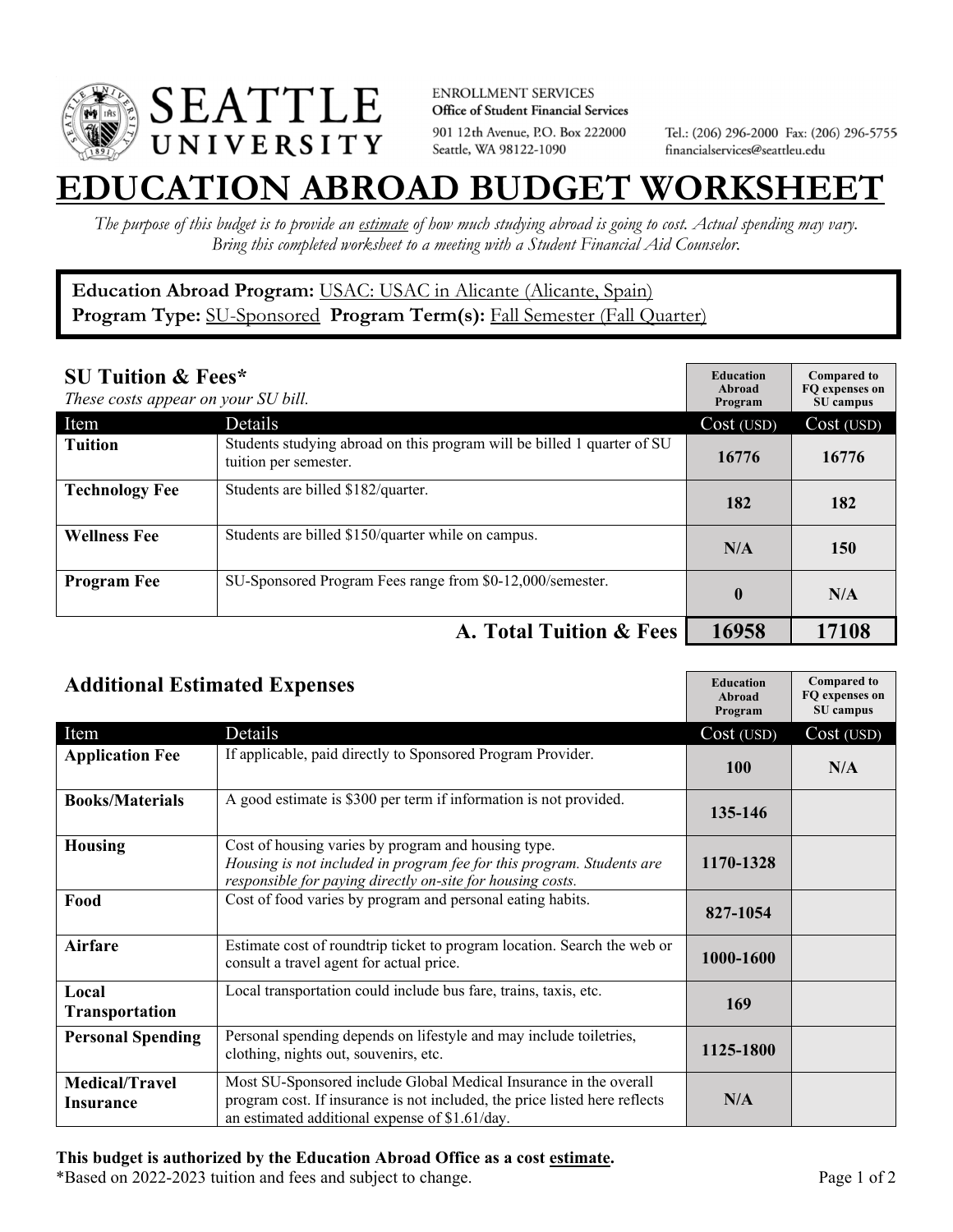SEATTLE UNIVERSITY

ENROLLMENT SERVICES
**Office of Student Financial Services**
901 12th Avenue, P.O. Box 222000
Seattle, WA 98122-1090

Tel.: (206) 296-2000 Fax: (206) 296-5755
financialservices@seattleu.edu

# EDUCATION ABROAD BUDGET WORKSHEET

*The purpose of this budget is to provide an estimate of how much studying abroad is going to cost. Actual spending may vary. Bring this completed worksheet to a meeting with a Student Financial Aid Counselor.*

**Education Abroad Program:** USAC: USAC in Alicante (Alicante, Spain)
**Program Type:** SU-Sponsored **Program Term(s):** Fall Semester (Fall Quarter)

## SU Tuition & Fees*

*These costs appear on your SU bill.*

| Item | Details | Education Abroad Program Cost (USD) | Compared to FQ expenses on SU campus Cost (USD) |
|---|---|---|---|
| **Tuition** | Students studying abroad on this program will be billed 1 quarter of SU tuition per semester. | 16776 | 16776 |
| **Technology Fee** | Students are billed $182/quarter. | 182 | 182 |
| **Wellness Fee** | Students are billed $150/quarter while on campus. | N/A | 150 |
| **Program Fee** | SU-Sponsored Program Fees range from $0-12,000/semester. | 0 | N/A |
| | **A. Total Tuition & Fees** | **16958** | **17108** |

## Additional Estimated Expenses

| Item | Details | Education Abroad Program Cost (USD) | Compared to FQ expenses on SU campus Cost (USD) |
|---|---|---|---|
| **Application Fee** | If applicable, paid directly to Sponsored Program Provider. | 100 | N/A |
| **Books/Materials** | A good estimate is $300 per term if information is not provided. | 135-146 | |
| **Housing** | Cost of housing varies by program and housing type. *Housing is not included in program fee for this program. Students are responsible for paying directly on-site for housing costs.* | 1170-1328 | |
| **Food** | Cost of food varies by program and personal eating habits. | 827-1054 | |
| **Airfare** | Estimate cost of roundtrip ticket to program location. Search the web or consult a travel agent for actual price. | 1000-1600 | |
| **Local Transportation** | Local transportation could include bus fare, trains, taxis, etc. | 169 | |
| **Personal Spending** | Personal spending depends on lifestyle and may include toiletries, clothing, nights out, souvenirs, etc. | 1125-1800 | |
| **Medical/Travel Insurance** | Most SU-Sponsored include Global Medical Insurance in the overall program cost. If insurance is not included, the price listed here reflects an estimated additional expense of $1.61/day. | N/A | |

**This budget is authorized by the Education Abroad Office as a cost estimate.**
*Based on 2022-2023 tuition and fees and subject to change.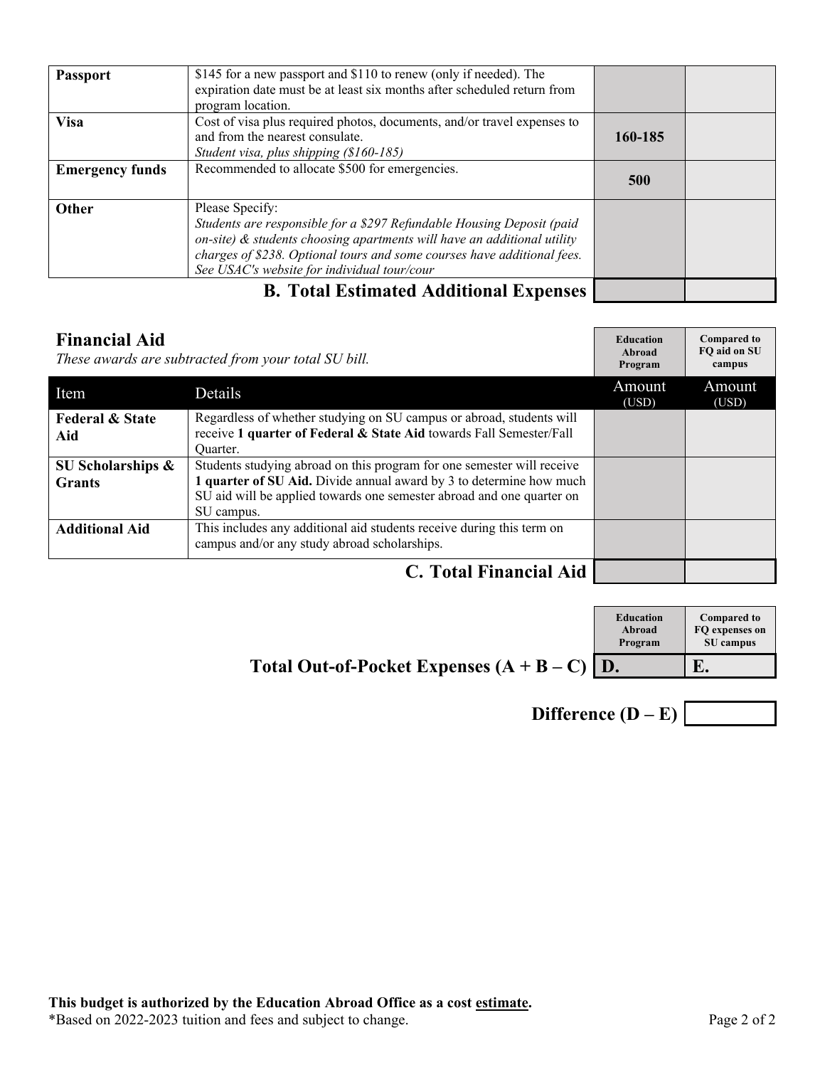| | | | |
|---|---|---|---|
| **Passport** | $145 for a new passport and $110 to renew (only if needed). The expiration date must be at least six months after scheduled return from program location. | | |
| **Visa** | Cost of visa plus required photos, documents, and/or travel expenses to and from the nearest consulate. *Student visa, plus shipping ($160-185)* | **160-185** | |
| **Emergency funds** | Recommended to allocate $500 for emergencies. | **500** | |
| **Other** | Please Specify: *Students are responsible for a $297 Refundable Housing Deposit (paid on-site) & students choosing apartments will have an additional utility charges of $238. Optional tours and some courses have additional fees. See USAC's website for individual tour/cour* | | |
| | **B. Total Estimated Additional Expenses** | | |

## Financial Aid

*These awards are subtracted from your total SU bill.*

| | | **Education Abroad Program** | **Compared to FQ aid on SU campus** |
|---|---|---|---|
| Item | Details | Amount (USD) | Amount (USD) |
| **Federal & State Aid** | Regardless of whether studying on SU campus or abroad, students will receive **1 quarter of Federal & State Aid** towards Fall Semester/Fall Quarter. | | |
| **SU Scholarships & Grants** | Students studying abroad on this program for one semester will receive **1 quarter of SU Aid.** Divide annual award by 3 to determine how much SU aid will be applied towards one semester abroad and one quarter on SU campus. | | |
| **Additional Aid** | This includes any additional aid students receive during this term on campus and/or any study abroad scholarships. | | |
| | **C. Total Financial Aid** | | |

| | **Education Abroad Program** | **Compared to FQ expenses on SU campus** |
|---|---|---|
| **Total Out-of-Pocket Expenses (A + B – C)** | **D.** | **E.** |

| | |
|---|---|
| **Difference (D – E)** | |

**This budget is authorized by the Education Abroad Office as a cost estimate.**
*Based on 2022-2023 tuition and fees and subject to change.